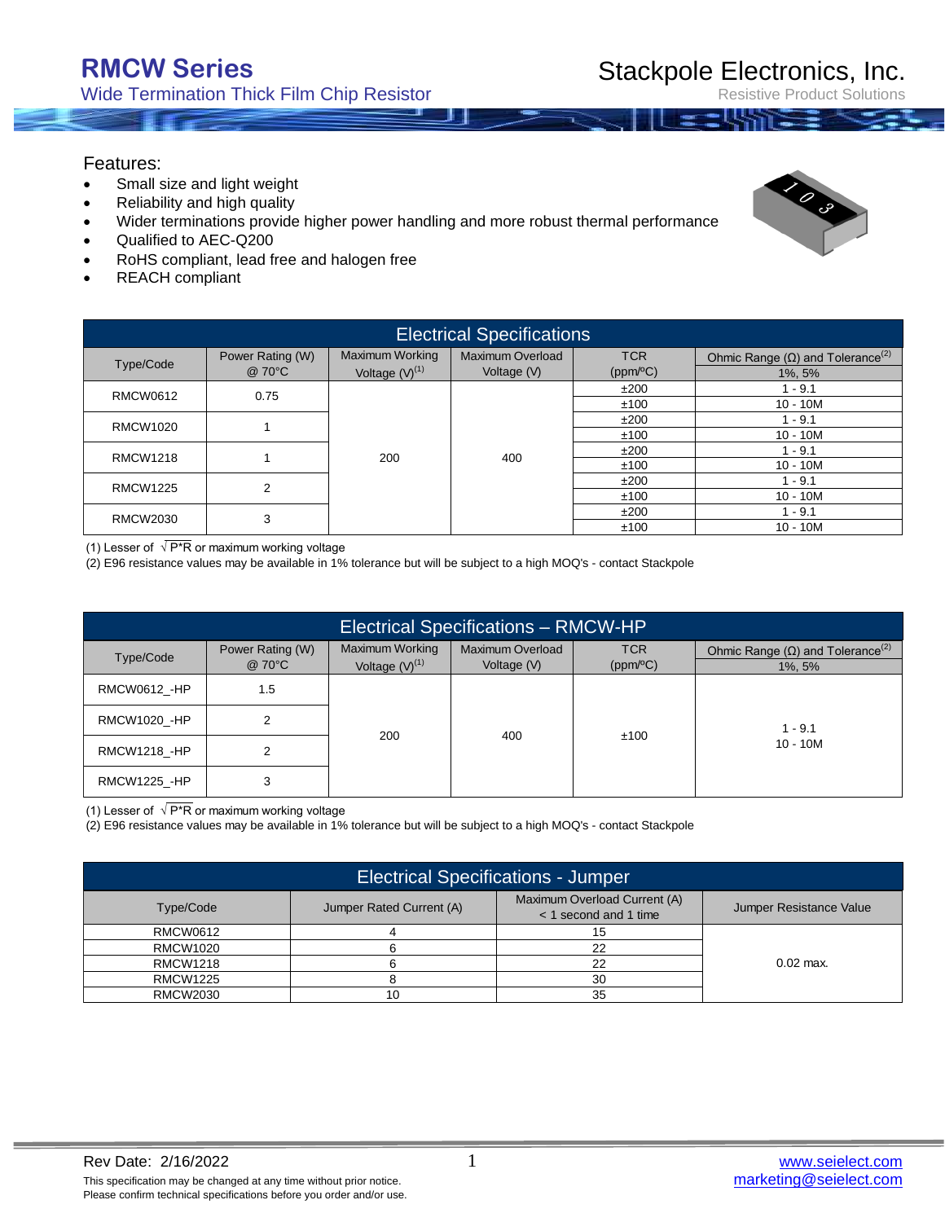# RMCW Series

Wide Termination Thick Film Chip Resistor

Stackpole Electronics, Inc.

Resistive Product Solutions

## Features:

- Small size and light weight
- Reliability and high quality
- Wider terminations provide higher power handling and more robust thermal performance
- Qualified to AEC-Q200
- RoHS compliant, lead free and halogen free
- REACH compliant

## Electrical Specifications

| Type/Code | Power Rating (W) @ 70°C | Maximum Working Voltage (V)(1) | Maximum Overload Voltage (V) | TCR (ppm/ºC) | Ohmic Range (Ω) and Tolerance(2) 1%, 5% |
|---|---|---|---|---|---|
| RMCW0612 | 0.75 | 200 | 400 | ±200 | 1 - 9.1 |
| | | | | ±100 | 10 - 10M |
| RMCW1020 | 1 | | | ±200 | 1 - 9.1 |
| | | | | ±100 | 10 - 10M |
| RMCW1218 | 1 | | | ±200 | 1 - 9.1 |
| | | | | ±100 | 10 - 10M |
| RMCW1225 | 2 | | | ±200 | 1 - 9.1 |
| | | | | ±100 | 10 - 10M |
| RMCW2030 | 3 | | | ±200 | 1 - 9.1 |
| | | | | ±100 | 10 - 10M |

(1) Lesser of $\sqrt{P*R}$ or maximum working voltage

(2) E96 resistance values may be available in 1% tolerance but will be subject to a high MOQ's - contact Stackpole

## Electrical Specifications – RMCW-HP

| Type/Code | Power Rating (W) @ 70°C | Maximum Working Voltage (V)(1) | Maximum Overload Voltage (V) | TCR (ppm/ºC) | Ohmic Range (Ω) and Tolerance(2) 1%, 5% |
|---|---|---|---|---|---|
| RMCW0612_-HP | 1.5 | 200 | 400 | ±100 | 1 - 9.1<br>10 - 10M |
| RMCW1020_-HP | 2 | | | | |
| RMCW1218_-HP | 2 | | | | |
| RMCW1225_-HP | 3 | | | | |

(1) Lesser of $\sqrt{P*R}$ or maximum working voltage

(2) E96 resistance values may be available in 1% tolerance but will be subject to a high MOQ's - contact Stackpole

## Electrical Specifications - Jumper

| Type/Code | Jumper Rated Current (A) | Maximum Overload Current (A) < 1 second and 1 time | Jumper Resistance Value |
|---|---|---|---|
| RMCW0612 | 4 | 15 | 0.02 max. |
| RMCW1020 | 6 | 22 | |
| RMCW1218 | 6 | 22 | |
| RMCW1225 | 8 | 30 | |
| RMCW2030 | 10 | 35 | |

Rev Date: 2/16/2022

This specification may be changed at any time without prior notice.
Please confirm technical specifications before you order and/or use.

www.seielect.com
marketing@seielect.com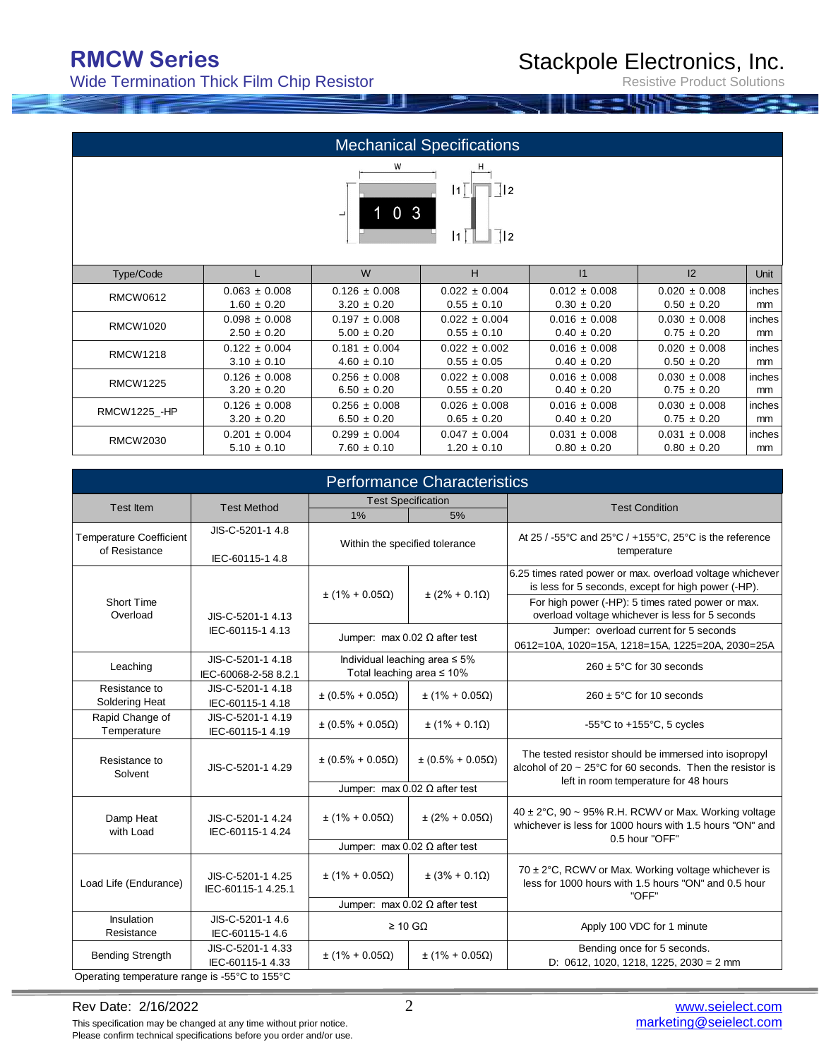## Mechanical Specifications

| Type/Code | L | W | H | l1 | l2 | Unit |
|---|---|---|---|---|---|---|
| RMCW0612 | 0.063 ± 0.008<br>1.60 ± 0.20 | 0.126 ± 0.008<br>3.20 ± 0.20 | 0.022 ± 0.004<br>0.55 ± 0.10 | 0.012 ± 0.008<br>0.30 ± 0.20 | 0.020 ± 0.008<br>0.50 ± 0.20 | inches<br>mm |
| RMCW1020 | 0.098 ± 0.008<br>2.50 ± 0.20 | 0.197 ± 0.008<br>5.00 ± 0.20 | 0.022 ± 0.004<br>0.55 ± 0.10 | 0.016 ± 0.008<br>0.40 ± 0.20 | 0.030 ± 0.008<br>0.75 ± 0.20 | inches<br>mm |
| RMCW1218 | 0.122 ± 0.004<br>3.10 ± 0.10 | 0.181 ± 0.004<br>4.60 ± 0.10 | 0.022 ± 0.002<br>0.55 ± 0.05 | 0.016 ± 0.008<br>0.40 ± 0.20 | 0.020 ± 0.008<br>0.50 ± 0.20 | inches<br>mm |
| RMCW1225 | 0.126 ± 0.008<br>3.20 ± 0.20 | 0.256 ± 0.008<br>6.50 ± 0.20 | 0.022 ± 0.008<br>0.55 ± 0.20 | 0.016 ± 0.008<br>0.40 ± 0.20 | 0.030 ± 0.008<br>0.75 ± 0.20 | inches<br>mm |
| RMCW1225_-HP | 0.126 ± 0.008<br>3.20 ± 0.20 | 0.256 ± 0.008<br>6.50 ± 0.20 | 0.026 ± 0.008<br>0.65 ± 0.20 | 0.016 ± 0.008<br>0.40 ± 0.20 | 0.030 ± 0.008<br>0.75 ± 0.20 | inches<br>mm |
| RMCW2030 | 0.201 ± 0.004<br>5.10 ± 0.10 | 0.299 ± 0.004<br>7.60 ± 0.10 | 0.047 ± 0.004<br>1.20 ± 0.10 | 0.031 ± 0.008<br>0.80 ± 0.20 | 0.031 ± 0.008<br>0.80 ± 0.20 | inches<br>mm |

## Performance Characteristics

| Test Item | Test Method | Test Specification 1% | Test Specification 5% | Test Condition |
|---|---|---|---|---|
| Temperature Coefficient of Resistance | JIS-C-5201-1 4.8<br>IEC-60115-1 4.8 | Within the specified tolerance | | At 25 / -55°C and 25°C / +155°C, 25°C is the reference temperature |
| Short Time Overload | JIS-C-5201-1 4.13<br>IEC-60115-1 4.13 | ± (1% + 0.05Ω) | ± (2% + 0.1Ω) | 6.25 times rated power or max. overload voltage whichever is less for 5 seconds, except for high power (-HP).<br>For high power (-HP): 5 times rated power or max. overload voltage whichever is less for 5 seconds |
| | | Jumper: max 0.02 Ω after test | | Jumper: overload current for 5 seconds<br>0612=10A, 1020=15A, 1218=15A, 1225=20A, 2030=25A |
| Leaching | JIS-C-5201-1 4.18<br>IEC-60068-2-58 8.2.1 | Individual leaching area ≤ 5%<br>Total leaching area ≤ 10% | | 260 ± 5°C for 30 seconds |
| Resistance to Soldering Heat | JIS-C-5201-1 4.18<br>IEC-60115-1 4.18 | ± (0.5% + 0.05Ω) | ± (1% + 0.05Ω) | 260 ± 5°C for 10 seconds |
| Rapid Change of Temperature | JIS-C-5201-1 4.19<br>IEC-60115-1 4.19 | ± (0.5% + 0.05Ω) | ± (1% + 0.1Ω) | -55°C to +155°C, 5 cycles |
| Resistance to Solvent | JIS-C-5201-1 4.29 | ± (0.5% + 0.05Ω) | ± (0.5% + 0.05Ω) | The tested resistor should be immersed into isopropyl alcohol of 20 ~ 25°C for 60 seconds. Then the resistor is left in room temperature for 48 hours |
| | | Jumper: max 0.02 Ω after test | | |
| Damp Heat with Load | JIS-C-5201-1 4.24<br>IEC-60115-1 4.24 | ± (1% + 0.05Ω) | ± (2% + 0.05Ω) | 40 ± 2°C, 90 ~ 95% R.H. RCWV or Max. Working voltage whichever is less for 1000 hours with 1.5 hours "ON" and 0.5 hour "OFF" |
| | | Jumper: max 0.02 Ω after test | | |
| Load Life (Endurance) | JIS-C-5201-1 4.25<br>IEC-60115-1 4.25.1 | ± (1% + 0.05Ω) | ± (3% + 0.1Ω) | 70 ± 2°C, RCWV or Max. Working voltage whichever is less for 1000 hours with 1.5 hours "ON" and 0.5 hour "OFF" |
| | | Jumper: max 0.02 Ω after test | | |
| Insulation Resistance | JIS-C-5201-1 4.6<br>IEC-60115-1 4.6 | ≥ 10 GΩ | | Apply 100 VDC for 1 minute |
| Bending Strength | JIS-C-5201-1 4.33<br>IEC-60115-1 4.33 | ± (1% + 0.05Ω) | ± (1% + 0.05Ω) | Bending once for 5 seconds.<br>D: 0612, 1020, 1218, 1225, 2030 = 2 mm |

Operating temperature range is -55°C to 155°C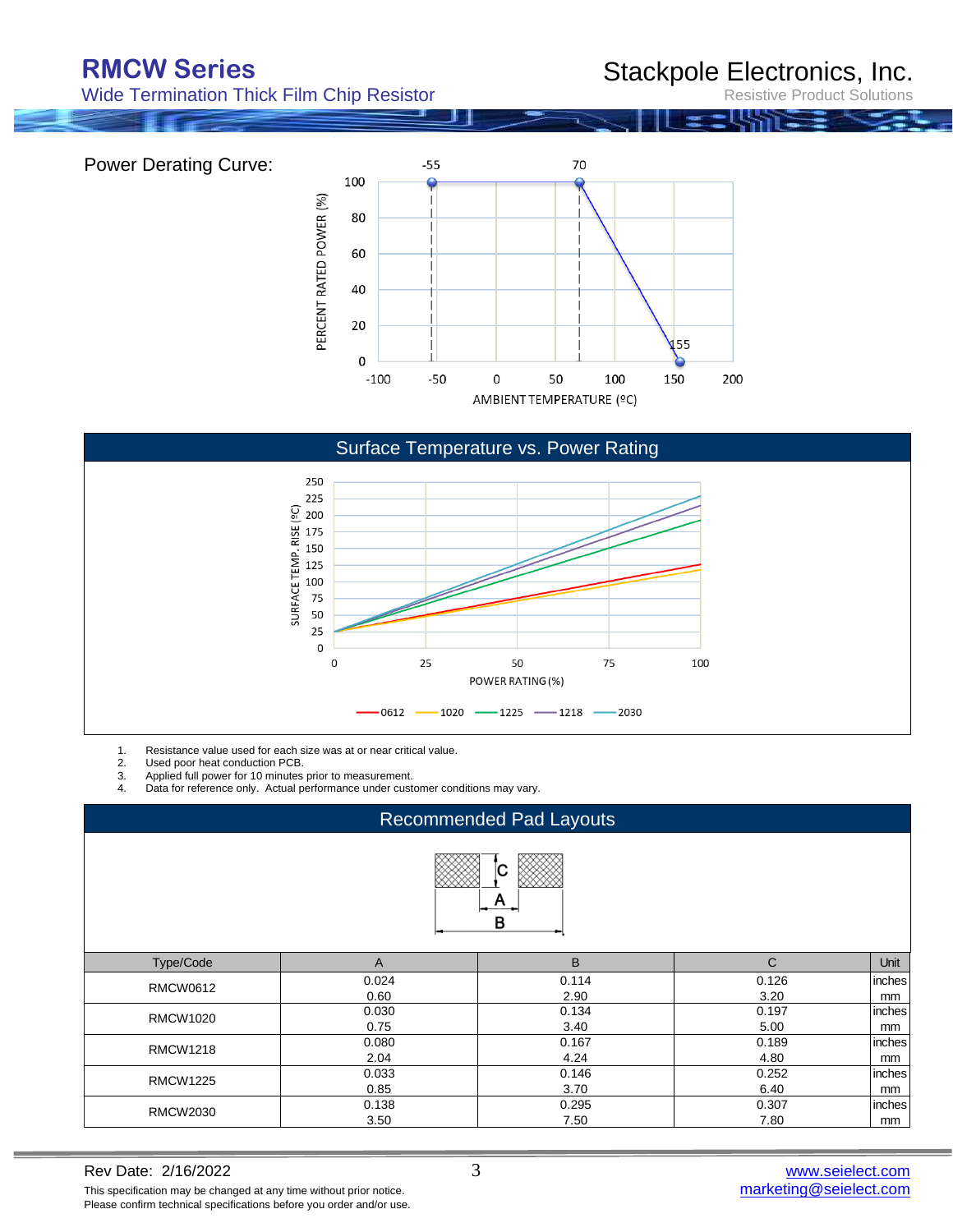Power Derating Curve:

## Surface Temperature vs. Power Rating

1. Resistance value used for each size was at or near critical value.
2. Used poor heat conduction PCB.
3. Applied full power for 10 minutes prior to measurement.
4. Data for reference only. Actual performance under customer conditions may vary.

## Recommended Pad Layouts

| Type/Code | A | B | C | Unit |
|---|---|---|---|---|
| RMCW0612 | 0.024 | 0.114 | 0.126 | inches |
| | 0.60 | 2.90 | 3.20 | mm |
| RMCW1020 | 0.030 | 0.134 | 0.197 | inches |
| | 0.75 | 3.40 | 5.00 | mm |
| RMCW1218 | 0.080 | 0.167 | 0.189 | inches |
| | 2.04 | 4.24 | 4.80 | mm |
| RMCW1225 | 0.033 | 0.146 | 0.252 | inches |
| | 0.85 | 3.70 | 6.40 | mm |
| RMCW2030 | 0.138 | 0.295 | 0.307 | inches |
| | 3.50 | 7.50 | 7.80 | mm |

Rev Date: 2/16/2022

This specification may be changed at any time without prior notice.
Please confirm technical specifications before you order and/or use.

www.seielect.com
marketing@seielect.com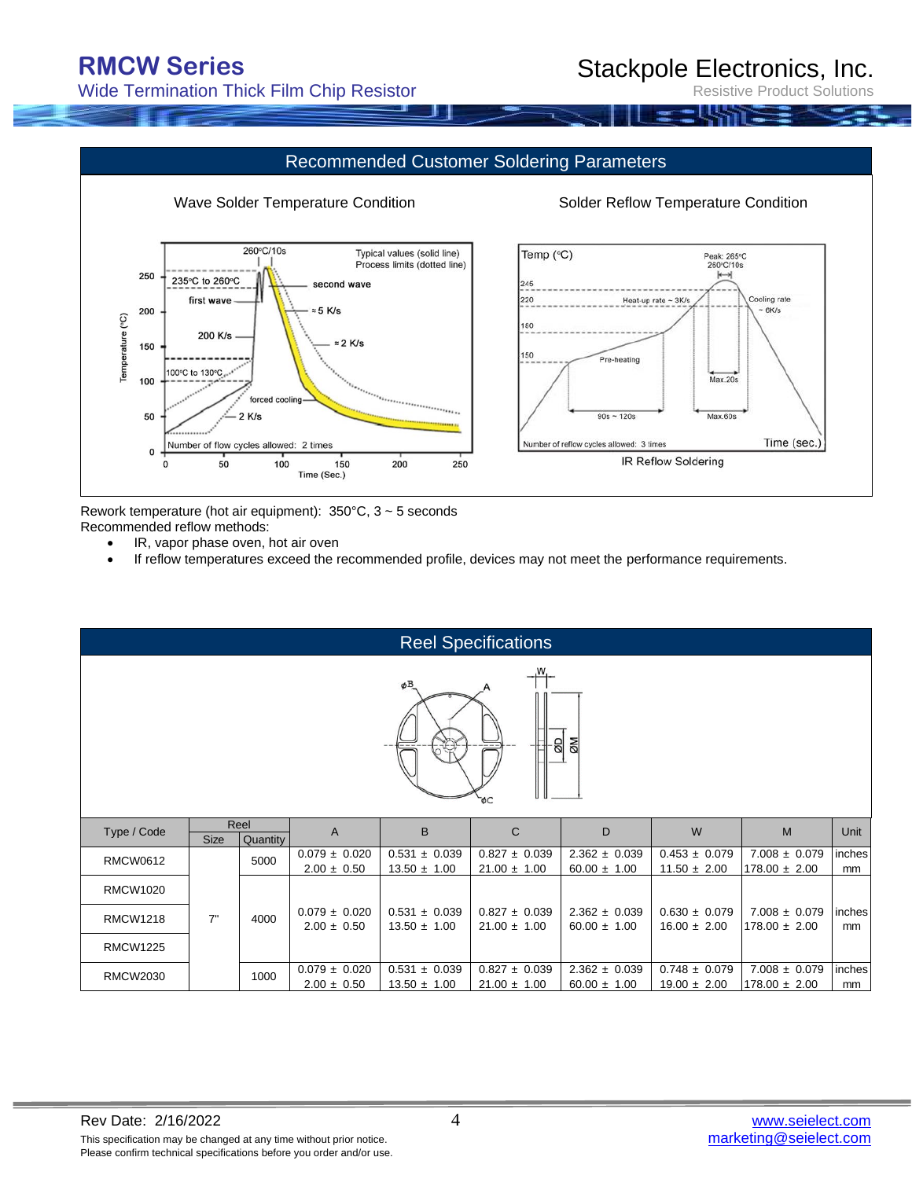## Recommended Customer Soldering Parameters

Wave Solder Temperature Condition

Solder Reflow Temperature Condition

IR Reflow Soldering

Rework temperature (hot air equipment): 350°C, 3 ~ 5 seconds
Recommended reflow methods:

- IR, vapor phase oven, hot air oven
- If reflow temperatures exceed the recommended profile, devices may not meet the performance requirements.

## Reel Specifications

| Type / Code | Reel Size | Reel Quantity | A | B | C | D | W | M | Unit |
|---|---|---|---|---|---|---|---|---|---|
| RMCW0612 | 7" | 5000 | 0.079 ± 0.020<br>2.00 ± 0.50 | 0.531 ± 0.039<br>13.50 ± 1.00 | 0.827 ± 0.039<br>21.00 ± 1.00 | 2.362 ± 0.039<br>60.00 ± 1.00 | 0.453 ± 0.079<br>11.50 ± 2.00 | 7.008 ± 0.079<br>178.00 ± 2.00 | inches<br>mm |
| RMCW1020 | 7" | 4000 | 0.079 ± 0.020<br>2.00 ± 0.50 | 0.531 ± 0.039<br>13.50 ± 1.00 | 0.827 ± 0.039<br>21.00 ± 1.00 | 2.362 ± 0.039<br>60.00 ± 1.00 | 0.630 ± 0.079<br>16.00 ± 2.00 | 7.008 ± 0.079<br>178.00 ± 2.00 | inches<br>mm |
| RMCW1218 | 7" | 4000 | 0.079 ± 0.020<br>2.00 ± 0.50 | 0.531 ± 0.039<br>13.50 ± 1.00 | 0.827 ± 0.039<br>21.00 ± 1.00 | 2.362 ± 0.039<br>60.00 ± 1.00 | 0.630 ± 0.079<br>16.00 ± 2.00 | 7.008 ± 0.079<br>178.00 ± 2.00 | inches<br>mm |
| RMCW1225 | 7" | 4000 | 0.079 ± 0.020<br>2.00 ± 0.50 | 0.531 ± 0.039<br>13.50 ± 1.00 | 0.827 ± 0.039<br>21.00 ± 1.00 | 2.362 ± 0.039<br>60.00 ± 1.00 | 0.630 ± 0.079<br>16.00 ± 2.00 | 7.008 ± 0.079<br>178.00 ± 2.00 | inches<br>mm |
| RMCW2030 | 7" | 1000 | 0.079 ± 0.020<br>2.00 ± 0.50 | 0.531 ± 0.039<br>13.50 ± 1.00 | 0.827 ± 0.039<br>21.00 ± 1.00 | 2.362 ± 0.039<br>60.00 ± 1.00 | 0.748 ± 0.079<br>19.00 ± 2.00 | 7.008 ± 0.079<br>178.00 ± 2.00 | inches<br>mm |

Rev Date: 2/16/2022

This specification may be changed at any time without prior notice.
Please confirm technical specifications before you order and/or use.

www.seielect.com
marketing@seielect.com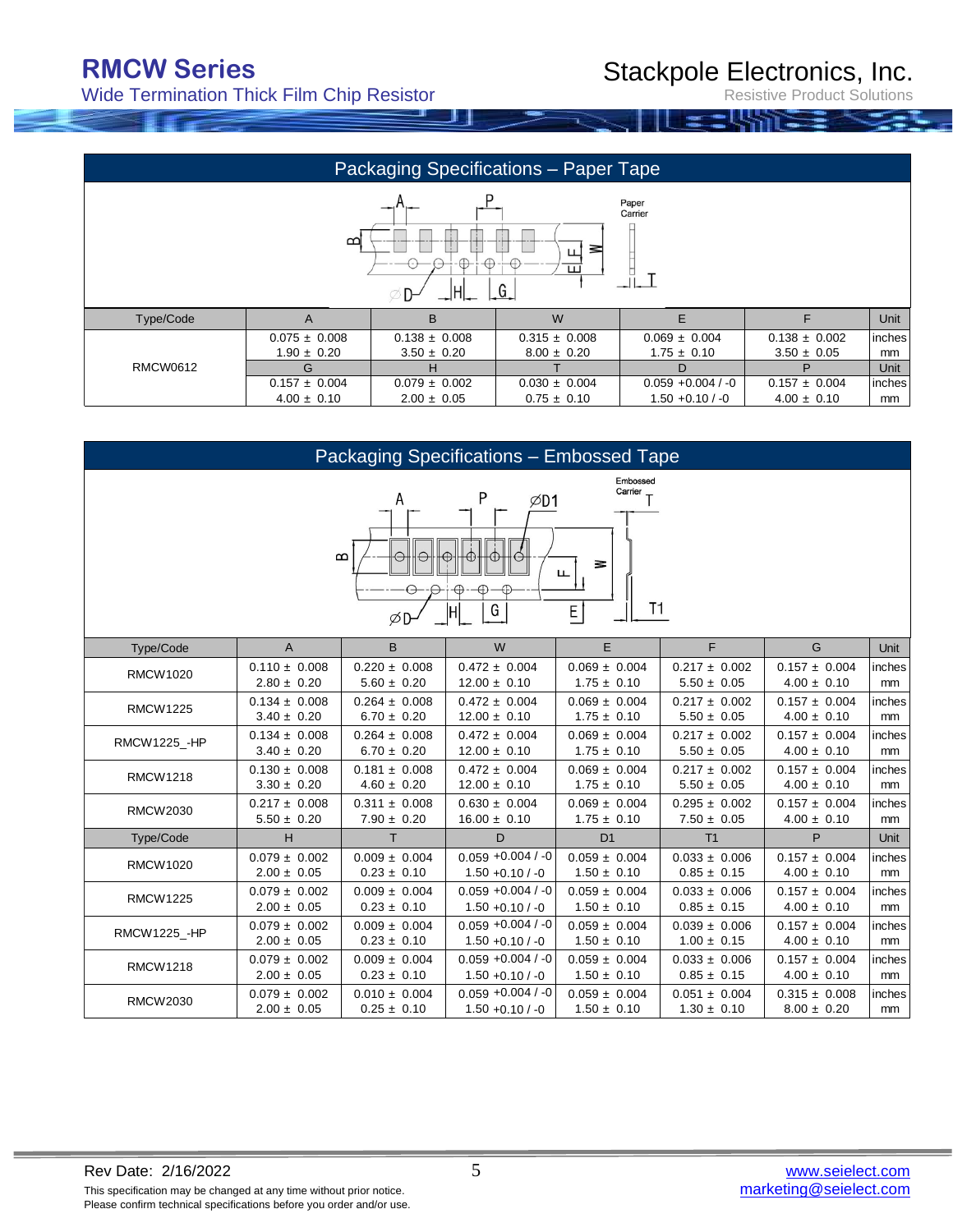## Packaging Specifications – Paper Tape

| Type/Code | A | B | W | E | F | Unit |
|---|---|---|---|---|---|---|
| RMCW0612 | 0.075 ± 0.008 | 0.138 ± 0.008 | 0.315 ± 0.008 | 0.069 ± 0.004 | 0.138 ± 0.002 | inches |
| | 1.90 ± 0.20 | 3.50 ± 0.20 | 8.00 ± 0.20 | 1.75 ± 0.10 | 3.50 ± 0.05 | mm |
| | G | H | T | D | P | Unit |
| | 0.157 ± 0.004 | 0.079 ± 0.002 | 0.030 ± 0.004 | 0.059 +0.004 / -0 | 0.157 ± 0.004 | inches |
| | 4.00 ± 0.10 | 2.00 ± 0.05 | 0.75 ± 0.10 | 1.50 +0.10 / -0 | 4.00 ± 0.10 | mm |

## Packaging Specifications – Embossed Tape

| Type/Code | A | B | W | E | F | G | Unit |
|---|---|---|---|---|---|---|---|
| RMCW1020 | 0.110 ± 0.008<br>2.80 ± 0.20 | 0.220 ± 0.008<br>5.60 ± 0.20 | 0.472 ± 0.004<br>12.00 ± 0.10 | 0.069 ± 0.004<br>1.75 ± 0.10 | 0.217 ± 0.002<br>5.50 ± 0.05 | 0.157 ± 0.004<br>4.00 ± 0.10 | inches<br>mm |
| RMCW1225 | 0.134 ± 0.008<br>3.40 ± 0.20 | 0.264 ± 0.008<br>6.70 ± 0.20 | 0.472 ± 0.004<br>12.00 ± 0.10 | 0.069 ± 0.004<br>1.75 ± 0.10 | 0.217 ± 0.002<br>5.50 ± 0.05 | 0.157 ± 0.004<br>4.00 ± 0.10 | inches<br>mm |
| RMCW1225_-HP | 0.134 ± 0.008<br>3.40 ± 0.20 | 0.264 ± 0.008<br>6.70 ± 0.20 | 0.472 ± 0.004<br>12.00 ± 0.10 | 0.069 ± 0.004<br>1.75 ± 0.10 | 0.217 ± 0.002<br>5.50 ± 0.05 | 0.157 ± 0.004<br>4.00 ± 0.10 | inches<br>mm |
| RMCW1218 | 0.130 ± 0.008<br>3.30 ± 0.20 | 0.181 ± 0.008<br>4.60 ± 0.20 | 0.472 ± 0.004<br>12.00 ± 0.10 | 0.069 ± 0.004<br>1.75 ± 0.10 | 0.217 ± 0.002<br>5.50 ± 0.05 | 0.157 ± 0.004<br>4.00 ± 0.10 | inches<br>mm |
| RMCW2030 | 0.217 ± 0.008<br>5.50 ± 0.20 | 0.311 ± 0.008<br>7.90 ± 0.20 | 0.630 ± 0.004<br>16.00 ± 0.10 | 0.069 ± 0.004<br>1.75 ± 0.10 | 0.295 ± 0.002<br>7.50 ± 0.05 | 0.157 ± 0.004<br>4.00 ± 0.10 | inches<br>mm |
| **Type/Code** | **H** | **T** | **D** | **D1** | **T1** | **P** | **Unit** |
| RMCW1020 | 0.079 ± 0.002<br>2.00 ± 0.05 | 0.009 ± 0.004<br>0.23 ± 0.10 | 0.059 +0.004 / -0<br>1.50 +0.10 / -0 | 0.059 ± 0.004<br>1.50 ± 0.10 | 0.033 ± 0.006<br>0.85 ± 0.15 | 0.157 ± 0.004<br>4.00 ± 0.10 | inches<br>mm |
| RMCW1225 | 0.079 ± 0.002<br>2.00 ± 0.05 | 0.009 ± 0.004<br>0.23 ± 0.10 | 0.059 +0.004 / -0<br>1.50 +0.10 / -0 | 0.059 ± 0.004<br>1.50 ± 0.10 | 0.033 ± 0.006<br>0.85 ± 0.15 | 0.157 ± 0.004<br>4.00 ± 0.10 | inches<br>mm |
| RMCW1225_-HP | 0.079 ± 0.002<br>2.00 ± 0.05 | 0.009 ± 0.004<br>0.23 ± 0.10 | 0.059 +0.004 / -0<br>1.50 +0.10 / -0 | 0.059 ± 0.004<br>1.50 ± 0.10 | 0.039 ± 0.006<br>1.00 ± 0.15 | 0.157 ± 0.004<br>4.00 ± 0.10 | inches<br>mm |
| RMCW1218 | 0.079 ± 0.002<br>2.00 ± 0.05 | 0.009 ± 0.004<br>0.23 ± 0.10 | 0.059 +0.004 / -0<br>1.50 +0.10 / -0 | 0.059 ± 0.004<br>1.50 ± 0.10 | 0.033 ± 0.006<br>0.85 ± 0.15 | 0.157 ± 0.004<br>4.00 ± 0.10 | inches<br>mm |
| RMCW2030 | 0.079 ± 0.002<br>2.00 ± 0.05 | 0.010 ± 0.004<br>0.25 ± 0.10 | 0.059 +0.004 / -0<br>1.50 +0.10 / -0 | 0.059 ± 0.004<br>1.50 ± 0.10 | 0.051 ± 0.004<br>1.30 ± 0.10 | 0.315 ± 0.008<br>8.00 ± 0.20 | inches<br>mm |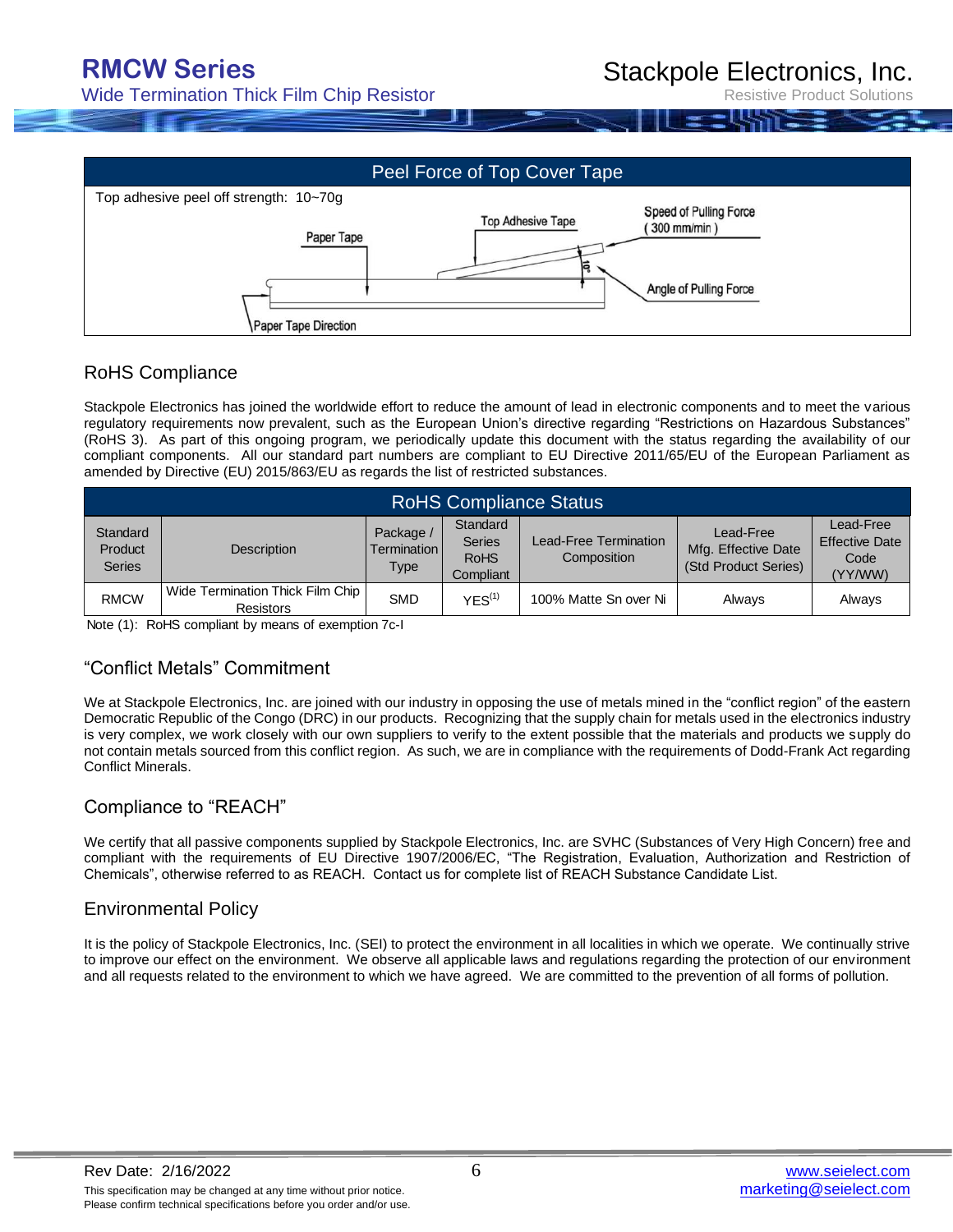## Peel Force of Top Cover Tape

Top adhesive peel off strength: 10~70g

Top Adhesive Tape

Speed of Pulling Force ( 300 mm/min )

Paper Tape

10°

Angle of Pulling Force

Paper Tape Direction

## RoHS Compliance

Stackpole Electronics has joined the worldwide effort to reduce the amount of lead in electronic components and to meet the various regulatory requirements now prevalent, such as the European Union's directive regarding "Restrictions on Hazardous Substances" (RoHS 3). As part of this ongoing program, we periodically update this document with the status regarding the availability of our compliant components. All our standard part numbers are compliant to EU Directive 2011/65/EU of the European Parliament as amended by Directive (EU) 2015/863/EU as regards the list of restricted substances.

| RoHS Compliance Status | | | | | | |
|---|---|---|---|---|---|---|
| Standard Product Series | Description | Package / Termination Type | Standard Series RoHS Compliant | Lead-Free Termination Composition | Lead-Free Mfg. Effective Date (Std Product Series) | Lead-Free Effective Date Code (YY/WW) |
| RMCW | Wide Termination Thick Film Chip Resistors | SMD | YES[1] | 100% Matte Sn over Ni | Always | Always |

Note (1): RoHS compliant by means of exemption 7c-I

## "Conflict Metals" Commitment

We at Stackpole Electronics, Inc. are joined with our industry in opposing the use of metals mined in the "conflict region" of the eastern Democratic Republic of the Congo (DRC) in our products. Recognizing that the supply chain for metals used in the electronics industry is very complex, we work closely with our own suppliers to verify to the extent possible that the materials and products we supply do not contain metals sourced from this conflict region. As such, we are in compliance with the requirements of Dodd-Frank Act regarding Conflict Minerals.

## Compliance to "REACH"

We certify that all passive components supplied by Stackpole Electronics, Inc. are SVHC (Substances of Very High Concern) free and compliant with the requirements of EU Directive 1907/2006/EC, "The Registration, Evaluation, Authorization and Restriction of Chemicals", otherwise referred to as REACH. Contact us for complete list of REACH Substance Candidate List.

## Environmental Policy

It is the policy of Stackpole Electronics, Inc. (SEI) to protect the environment in all localities in which we operate. We continually strive to improve our effect on the environment. We observe all applicable laws and regulations regarding the protection of our environment and all requests related to the environment to which we have agreed. We are committed to the prevention of all forms of pollution.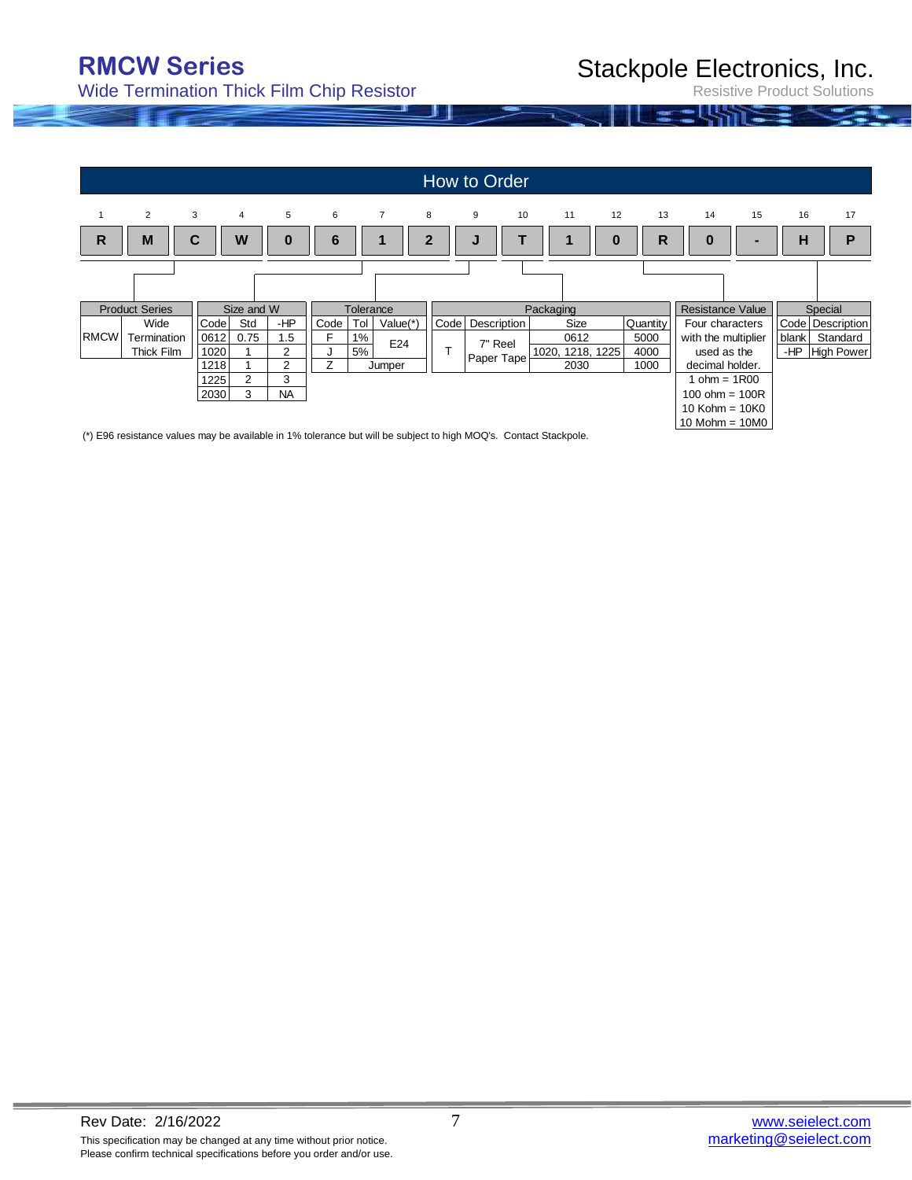## How to Order

| 1 | 2 | 3 | 4 | 5 | 6 | 7 | 8 | 9 | 10 | 11 | 12 | 13 | 14 | 15 | 16 | 17 |
|---|---|---|---|---|---|---|---|---|---|---|---|---|---|---|---|---|
| R | M | C | W | 0 | 6 | 1 | 2 | J | T | 1 | 0 | R | 0 | - | H | P |

**Product Series**

| | |
|---|---|
| RMCW | Wide Termination Thick Film |

**Size and W**

| Code | Std | -HP |
|---|---|---|
| 0612 | 0.75 | 1.5 |
| 1020 | 1 | 2 |
| 1218 | 1 | 2 |
| 1225 | 2 | 3 |
| 2030 | 3 | NA |

**Tolerance**

| Code | Tol | Value(*) |
|---|---|---|
| F | 1% | E24 |
| J | 5% | E24 |
| Z | Jumper | |

**Packaging**

| Code | Description | Size | Quantity |
|---|---|---|---|
| T | 7" Reel Paper Tape | 0612 | 5000 |
| | | 1020, 1218, 1225 | 4000 |
| | | 2030 | 1000 |

**Resistance Value**

Four characters with the multiplier used as the decimal holder.

- 1 ohm = 1R00
- 100 ohm = 100R
- 10 Kohm = 10K0
- 10 Mohm = 10M0

**Special**

| Code | Description |
|---|---|
| blank | Standard |
| -HP | High Power |

(*) E96 resistance values may be available in 1% tolerance but will be subject to high MOQ's. Contact Stackpole.